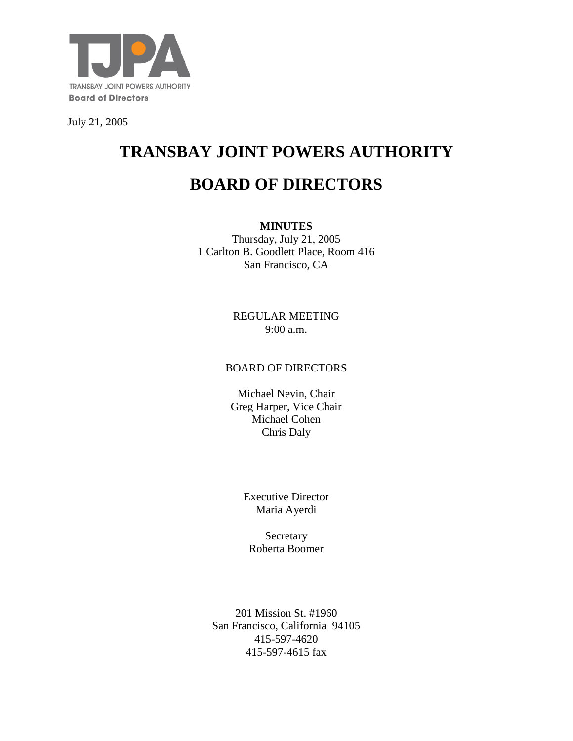TJPA

TRANSBAY JOINT POWERS AUTHORITY

**Board of Directors**

July 21, 2005

# TRANSBAY JOINT POWERS AUTHORITY

# BOARD OF DIRECTORS

**MINUTES**

Thursday, July 21, 2005
1 Carlton B. Goodlett Place, Room 416
San Francisco, CA

REGULAR MEETING
9:00 a.m.

BOARD OF DIRECTORS

Michael Nevin, Chair
Greg Harper, Vice Chair
Michael Cohen
Chris Daly

Executive Director
Maria Ayerdi

Secretary
Roberta Boomer

201 Mission St. #1960
San Francisco, California 94105
415-597-4620
415-597-4615 fax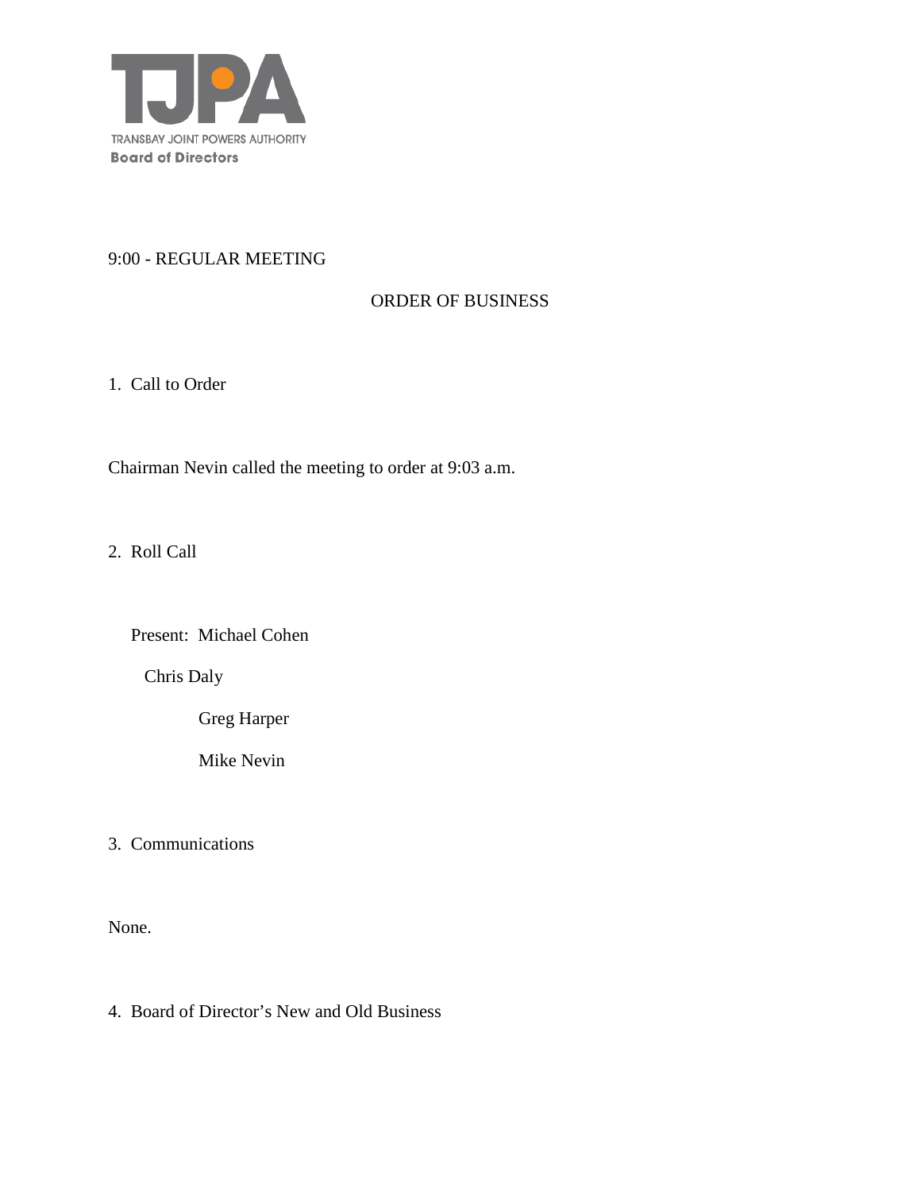TRANSBAY JOINT POWERS AUTHORITY
**Board of Directors**

9:00 - REGULAR MEETING

ORDER OF BUSINESS

1. Call to Order

Chairman Nevin called the meeting to order at 9:03 a.m.

2. Roll Call

Present: Michael Cohen

Chris Daly

Greg Harper

Mike Nevin

3. Communications

None.

4. Board of Director's New and Old Business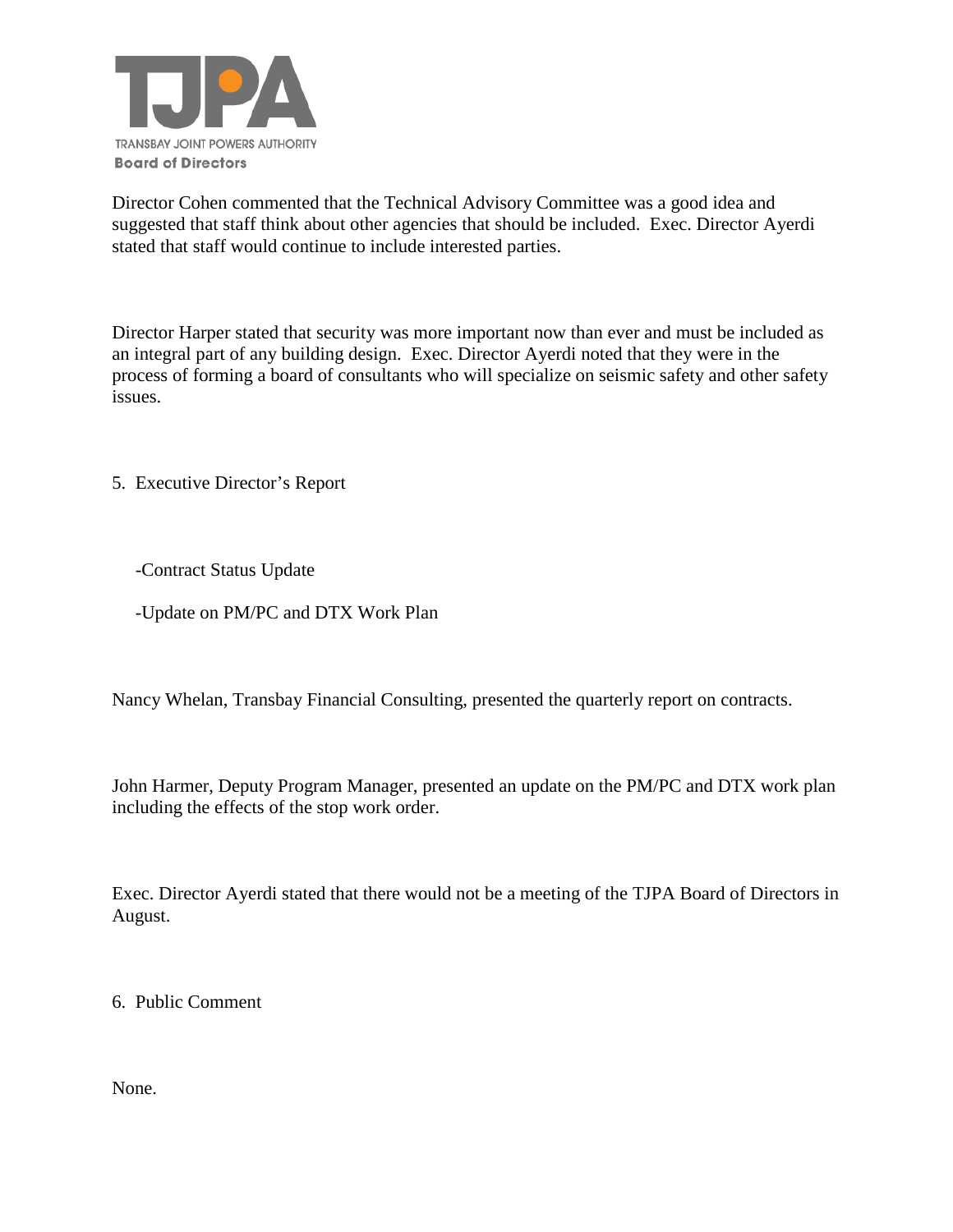Director Cohen commented that the Technical Advisory Committee was a good idea and suggested that staff think about other agencies that should be included. Exec. Director Ayerdi stated that staff would continue to include interested parties.

Director Harper stated that security was more important now than ever and must be included as an integral part of any building design. Exec. Director Ayerdi noted that they were in the process of forming a board of consultants who will specialize on seismic safety and other safety issues.

5. Executive Director's Report

-Contract Status Update

-Update on PM/PC and DTX Work Plan

Nancy Whelan, Transbay Financial Consulting, presented the quarterly report on contracts.

John Harmer, Deputy Program Manager, presented an update on the PM/PC and DTX work plan including the effects of the stop work order.

Exec. Director Ayerdi stated that there would not be a meeting of the TJPA Board of Directors in August.

6. Public Comment

None.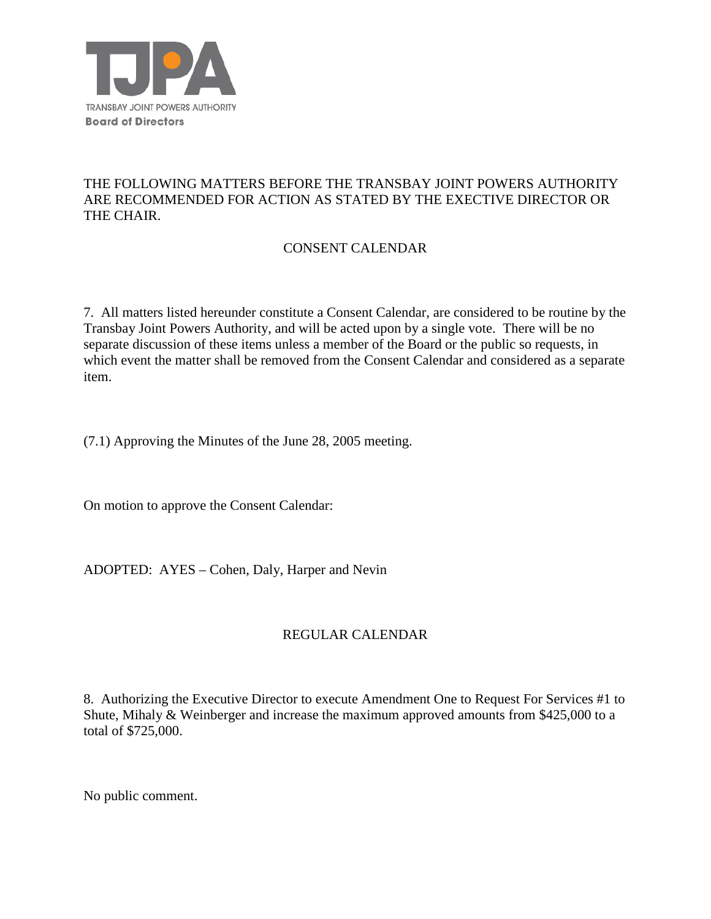TJPA

TRANSBAY JOINT POWERS AUTHORITY
**Board of Directors**

THE FOLLOWING MATTERS BEFORE THE TRANSBAY JOINT POWERS AUTHORITY ARE RECOMMENDED FOR ACTION AS STATED BY THE EXECTIVE DIRECTOR OR THE CHAIR.

CONSENT CALENDAR

7. All matters listed hereunder constitute a Consent Calendar, are considered to be routine by the Transbay Joint Powers Authority, and will be acted upon by a single vote. There will be no separate discussion of these items unless a member of the Board or the public so requests, in which event the matter shall be removed from the Consent Calendar and considered as a separate item.

(7.1) Approving the Minutes of the June 28, 2005 meeting.

On motion to approve the Consent Calendar:

ADOPTED: AYES – Cohen, Daly, Harper and Nevin

REGULAR CALENDAR

8. Authorizing the Executive Director to execute Amendment One to Request For Services #1 to Shute, Mihaly & Weinberger and increase the maximum approved amounts from $425,000 to a total of $725,000.

No public comment.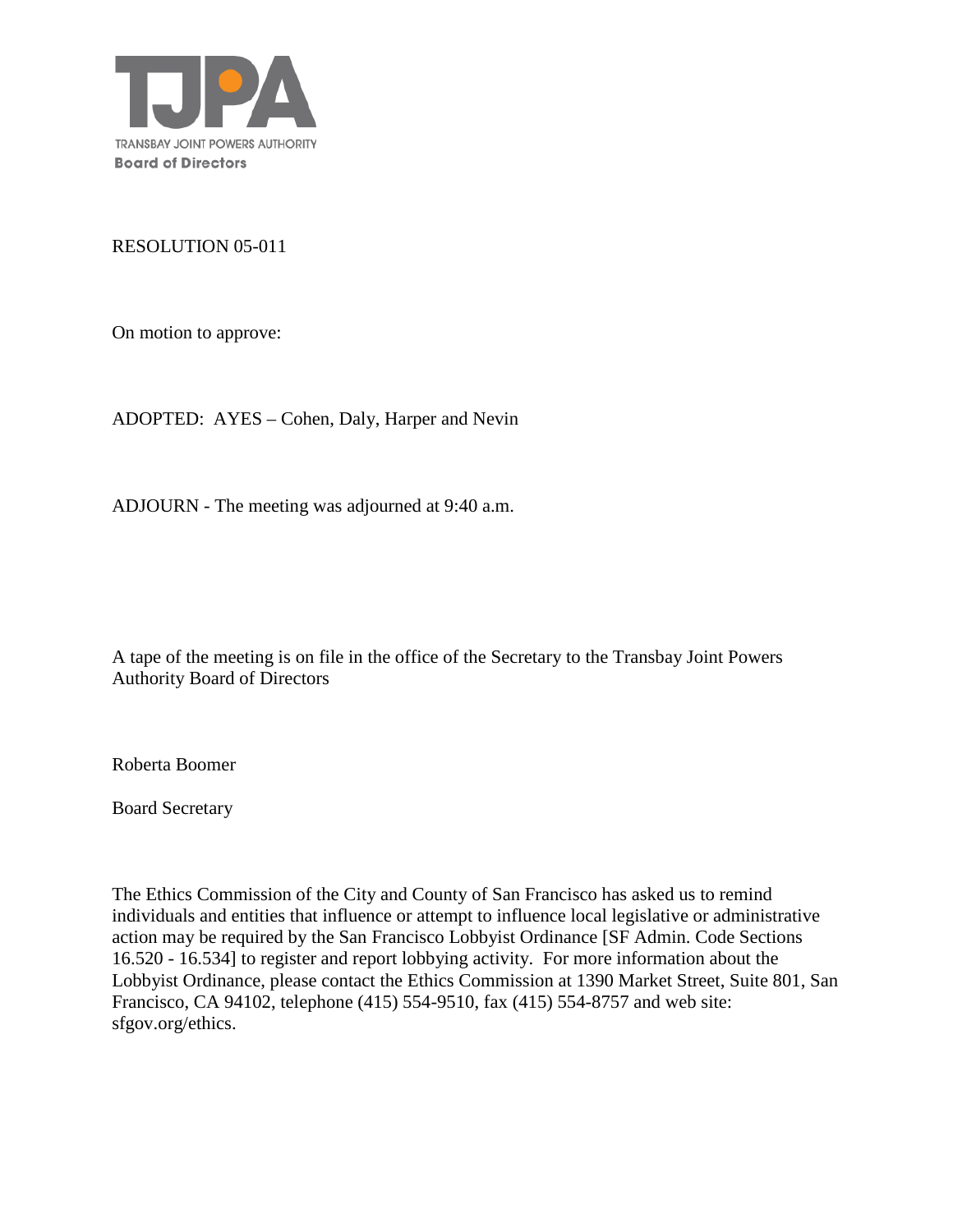TRANSBAY JOINT POWERS AUTHORITY
**Board of Directors**

RESOLUTION 05-011

On motion to approve:

ADOPTED: AYES – Cohen, Daly, Harper and Nevin

ADJOURN - The meeting was adjourned at 9:40 a.m.

A tape of the meeting is on file in the office of the Secretary to the Transbay Joint Powers Authority Board of Directors

Roberta Boomer

Board Secretary

The Ethics Commission of the City and County of San Francisco has asked us to remind individuals and entities that influence or attempt to influence local legislative or administrative action may be required by the San Francisco Lobbyist Ordinance [SF Admin. Code Sections 16.520 - 16.534] to register and report lobbying activity. For more information about the Lobbyist Ordinance, please contact the Ethics Commission at 1390 Market Street, Suite 801, San Francisco, CA 94102, telephone (415) 554-9510, fax (415) 554-8757 and web site: sfgov.org/ethics.